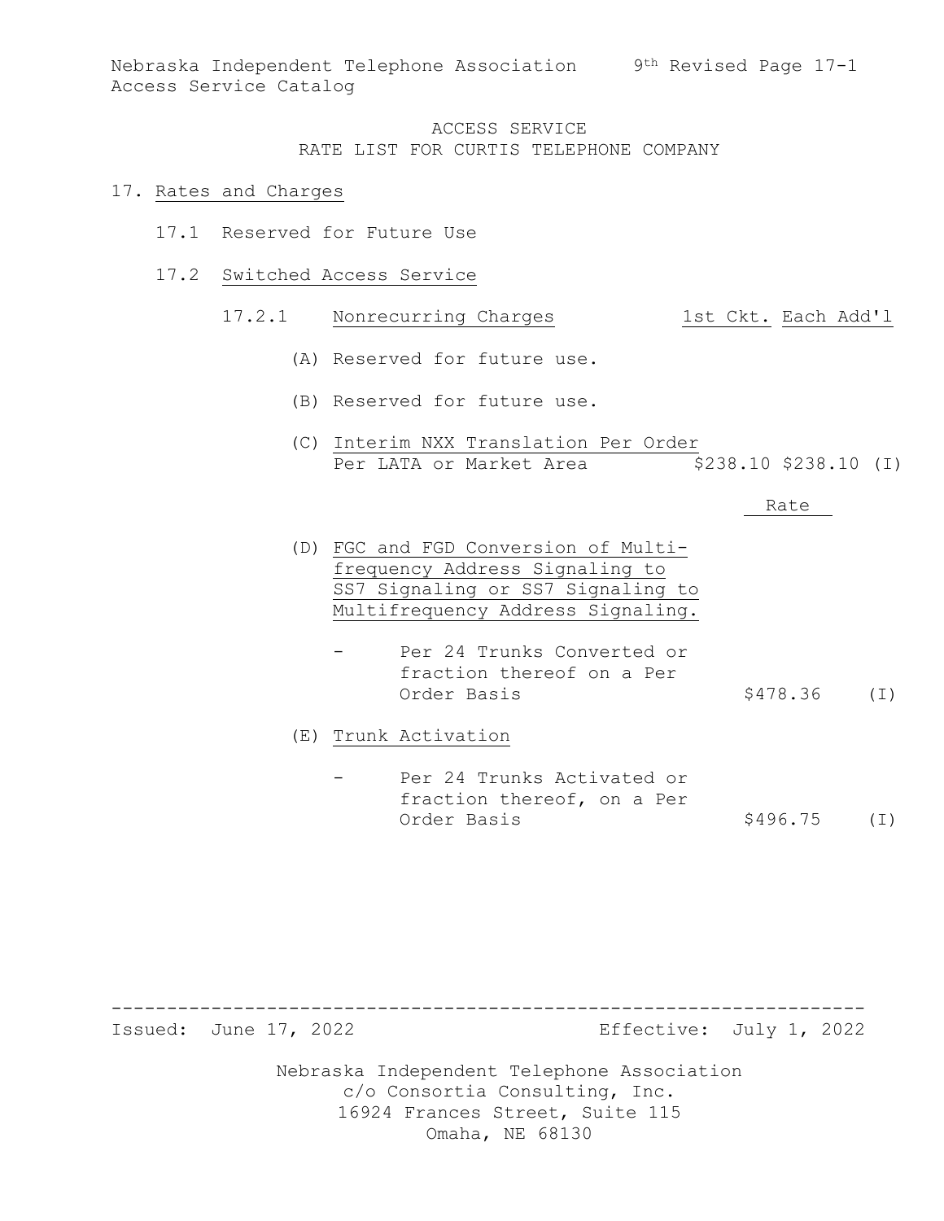# ACCESS SERVICE
## RATE LIST FOR CURTIS TELEPHONE COMPANY

17. Rates and Charges

17.1 Reserved for Future Use

17.2 Switched Access Service

17.2.1 Nonrecurring Charges

| | 1st Ckt. | Each Add'l | |
|---|---|---|---|
| (A) Reserved for future use. | | | |
| (B) Reserved for future use. | | | |
| (C) Interim NXX Translation Per Order Per LATA or Market Area | $238.10 | $238.10 | (I) |

| | Rate | |
|---|---|---|
| (D) FGC and FGD Conversion of Multifrequency Address Signaling to SS7 Signaling or SS7 Signaling to Multifrequency Address Signaling. | | |
| - Per 24 Trunks Converted or fraction thereof on a Per Order Basis | $478.36 | (I) |
| (E) Trunk Activation | | |
| - Per 24 Trunks Activated or fraction thereof, on a Per Order Basis | $496.75 | (I) |

Issued: June 17, 2022 Effective: July 1, 2022

Nebraska Independent Telephone Association
c/o Consortia Consulting, Inc.
16924 Frances Street, Suite 115
Omaha, NE 68130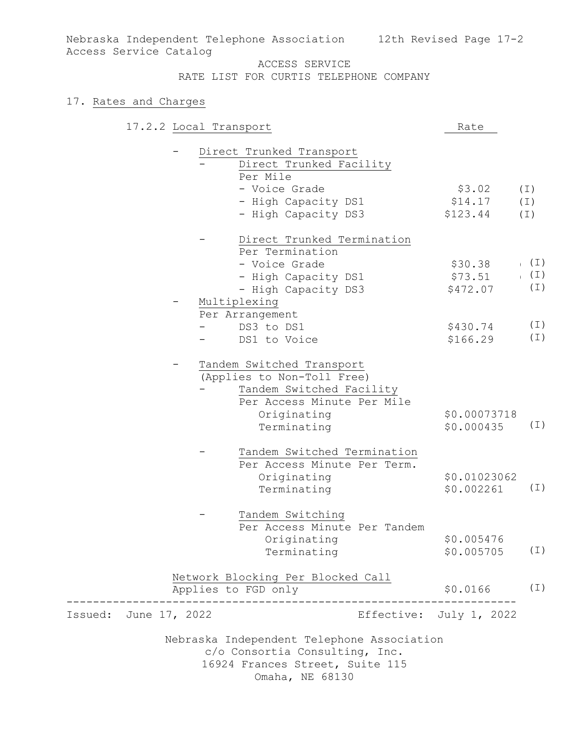ACCESS SERVICE
RATE LIST FOR CURTIS TELEPHONE COMPANY

## 17. Rates and Charges

### 17.2.2 Local Transport

| | Rate | |
|---|---|---|
| - Direct Trunked Transport | | |
| - Direct Trunked Facility | | |
| Per Mile | | |
| - Voice Grade | $3.02 | (I) |
| - High Capacity DS1 | $14.17 | (I) |
| - High Capacity DS3 | $123.44 | (I) |
| - Direct Trunked Termination | | |
| Per Termination | | |
| - Voice Grade | $30.38 | (I) |
| - High Capacity DS1 | $73.51 | (I) |
| - High Capacity DS3 | $472.07 | (I) |
| - Multiplexing | | |
| Per Arrangement | | |
| - DS3 to DS1 | $430.74 | (I) |
| - DS1 to Voice | $166.29 | (I) |
| - Tandem Switched Transport (Applies to Non-Toll Free) | | |
| - Tandem Switched Facility | | |
| Per Access Minute Per Mile | | |
| Originating | $0.00073718 | |
| Terminating | $0.000435 | (I) |
| - Tandem Switched Termination | | |
| Per Access Minute Per Term. | | |
| Originating | $0.01023062 | |
| Terminating | $0.002261 | (I) |
| - Tandem Switching | | |
| Per Access Minute Per Tandem | | |
| Originating | $0.005476 | |
| Terminating | $0.005705 | (I) |
| Network Blocking Per Blocked Call | | |
| Applies to FGD only | $0.0166 | (I) |

Issued: June 17, 2022 Effective: July 1, 2022

Nebraska Independent Telephone Association
c/o Consortia Consulting, Inc.
16924 Frances Street, Suite 115
Omaha, NE 68130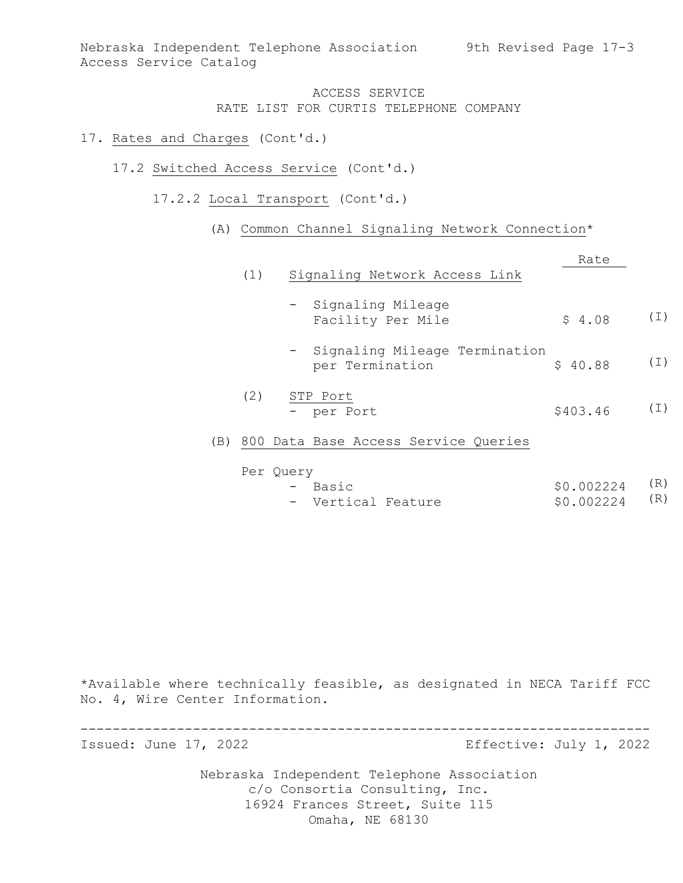ACCESS SERVICE
RATE LIST FOR CURTIS TELEPHONE COMPANY

17. Rates and Charges (Cont'd.)

17.2 Switched Access Service (Cont'd.)

17.2.2 Local Transport (Cont'd.)

(A) Common Channel Signaling Network Connection*

| | Rate | |
|---|---|---|
| (1) Signaling Network Access Link | | |
| - Signaling Mileage Facility Per Mile | $ 4.08 | (I) |
| - Signaling Mileage Termination per Termination | $ 40.88 | (I) |
| (2) STP Port | | |
| - per Port | $403.46 | (I) |

(B) 800 Data Base Access Service Queries

| Per Query | | |
|---|---|---|
| - Basic | $0.002224 | (R) |
| - Vertical Feature | $0.002224 | (R) |

*Available where technically feasible, as designated in NECA Tariff FCC No. 4, Wire Center Information.

Issued: June 17, 2022 Effective: July 1, 2022

Nebraska Independent Telephone Association
c/o Consortia Consulting, Inc.
16924 Frances Street, Suite 115
Omaha, NE 68130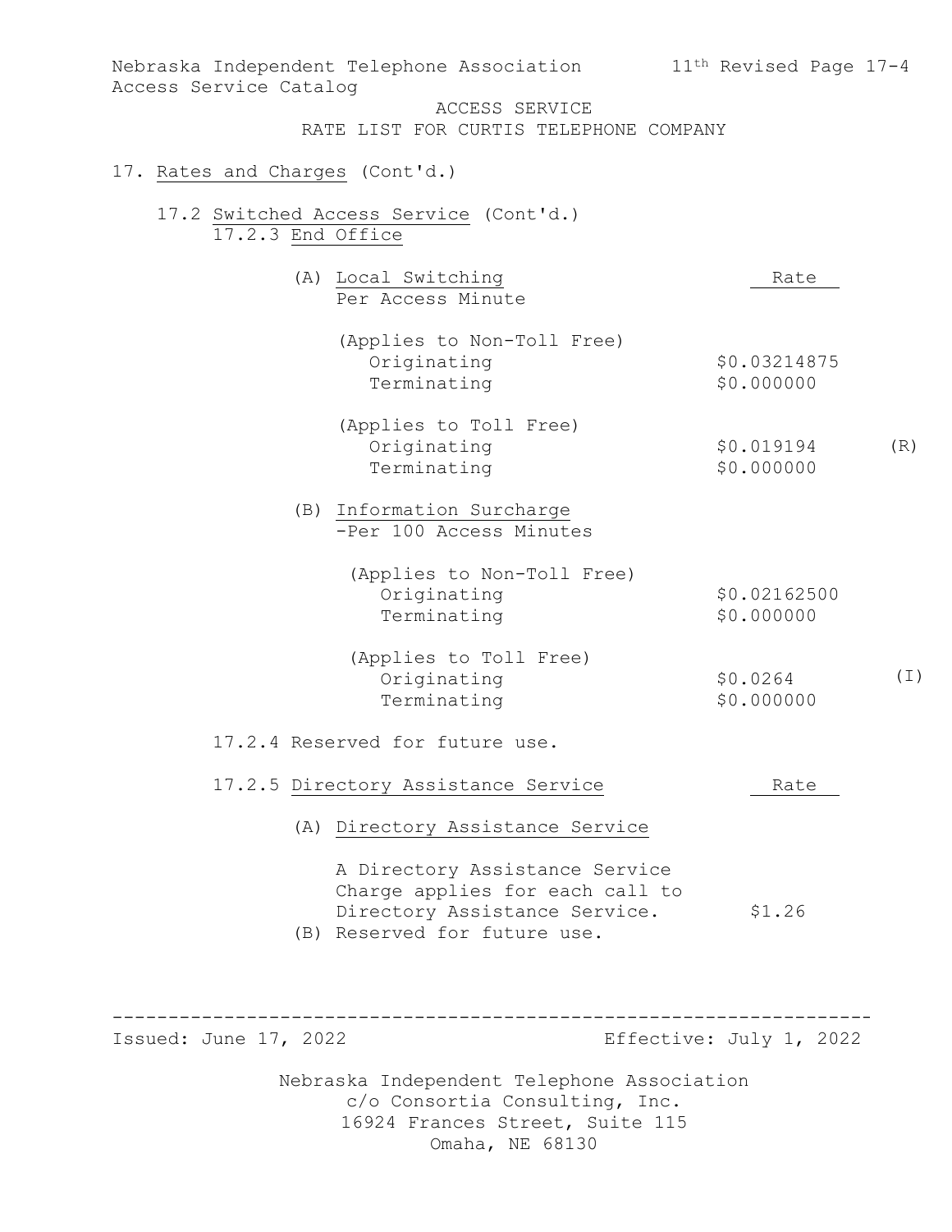ACCESS SERVICE
RATE LIST FOR CURTIS TELEPHONE COMPANY

17. Rates and Charges (Cont'd.)

17.2 Switched Access Service (Cont'd.)

17.2.3 End Office

| (A) Local Switching Per Access Minute | Rate | |
|---|---|---|
| (Applies to Non-Toll Free) | | |
| Originating | $0.03214875 | |
| Terminating | $0.000000 | |
| (Applies to Toll Free) | | |
| Originating | $0.019194 | (R) |
| Terminating | $0.000000 | |

| (B) Information Surcharge -Per 100 Access Minutes | | |
|---|---|---|
| (Applies to Non-Toll Free) | | |
| Originating | $0.02162500 | |
| Terminating | $0.000000 | |
| (Applies to Toll Free) | | |
| Originating | $0.0264 | (I) |
| Terminating | $0.000000 | |

17.2.4 Reserved for future use.

17.2.5 Directory Assistance Service

| (A) Directory Assistance Service | Rate |
|---|---|
| A Directory Assistance Service Charge applies for each call to Directory Assistance Service. | $1.26 |

(B) Reserved for future use.

Issued: June 17, 2022 Effective: July 1, 2022

Nebraska Independent Telephone Association
c/o Consortia Consulting, Inc.
16924 Frances Street, Suite 115
Omaha, NE 68130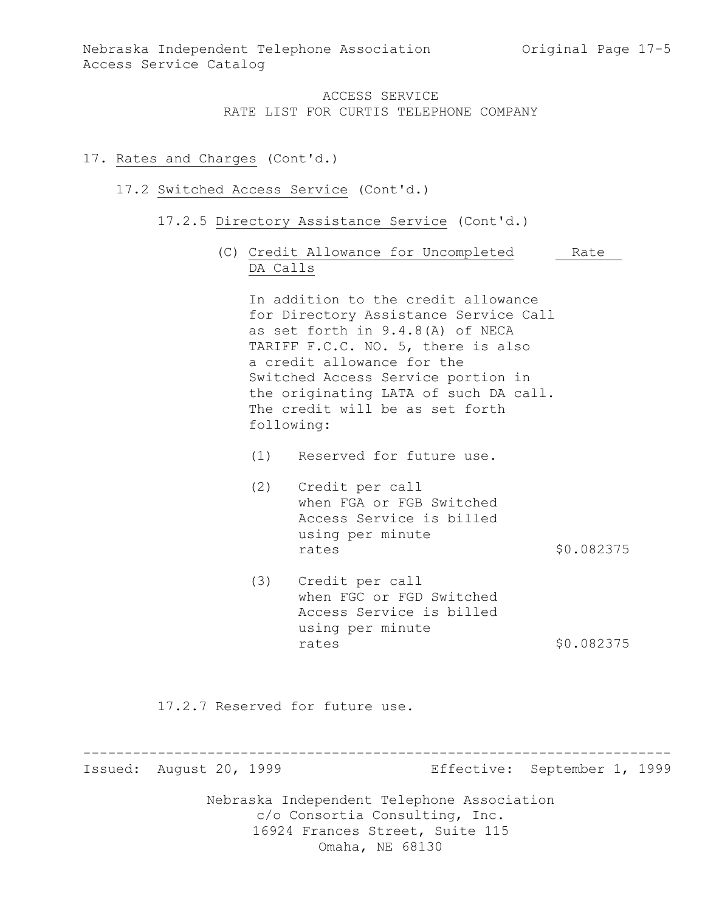ACCESS SERVICE
RATE LIST FOR CURTIS TELEPHONE COMPANY

17. Rates and Charges (Cont'd.)

17.2 Switched Access Service (Cont'd.)

17.2.5 Directory Assistance Service (Cont'd.)

(C) Credit Allowance for Uncompleted DA Calls

In addition to the credit allowance for Directory Assistance Service Call as set forth in 9.4.8(A) of NECA TARIFF F.C.C. NO. 5, there is also a credit allowance for the Switched Access Service portion in the originating LATA of such DA call. The credit will be as set forth following:

| | Rate |
|---|---|
| (1) Reserved for future use. | |
| (2) Credit per call when FGA or FGB Switched Access Service is billed using per minute rates | \$0.082375 |
| (3) Credit per call when FGC or FGD Switched Access Service is billed using per minute rates | \$0.082375 |

17.2.7 Reserved for future use.

Issued: August 20, 1999 Effective: September 1, 1999

Nebraska Independent Telephone Association
c/o Consortia Consulting, Inc.
16924 Frances Street, Suite 115
Omaha, NE 68130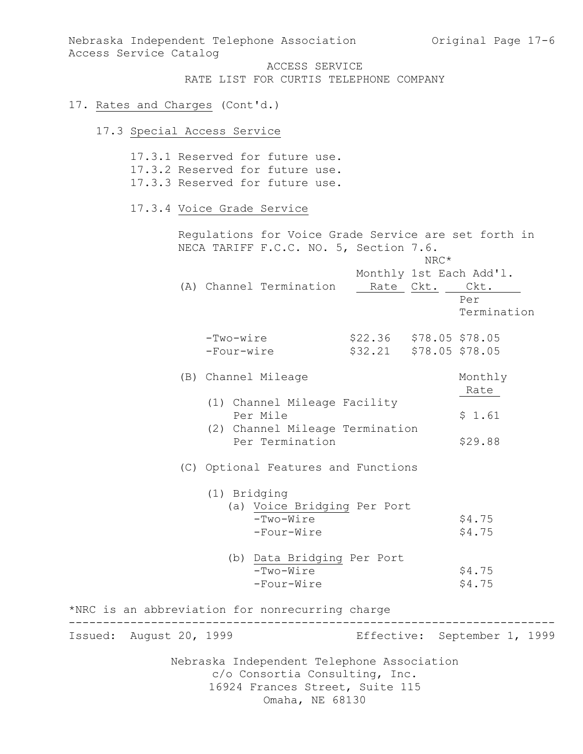# ACCESS SERVICE
## RATE LIST FOR CURTIS TELEPHONE COMPANY

17. Rates and Charges (Cont'd.)

### 17.3 Special Access Service

17.3.1 Reserved for future use.
17.3.2 Reserved for future use.
17.3.3 Reserved for future use.

#### 17.3.4 Voice Grade Service

Regulations for Voice Grade Service are set forth in NECA TARIFF F.C.C. NO. 5, Section 7.6.

| (A) Channel Termination | Monthly Rate | NRC* 1st Ckt. | NRC* Each Add'l. Ckt. Per Termination |
|---|---|---|---|
| -Two-wire | $22.36 | $78.05 | $78.05 |
| -Four-wire | $32.21 | $78.05 | $78.05 |

| (B) Channel Mileage | Monthly Rate |
|---|---|
| (1) Channel Mileage Facility Per Mile | $ 1.61 |
| (2) Channel Mileage Termination Per Termination | $29.88 |

(C) Optional Features and Functions

(1) Bridging

| | Monthly Rate |
|---|---|
| (a) Voice Bridging Per Port | |
| -Two-Wire | $4.75 |
| -Four-Wire | $4.75 |
| (b) Data Bridging Per Port | |
| -Two-Wire | $4.75 |
| -Four-Wire | $4.75 |

*NRC is an abbreviation for nonrecurring charge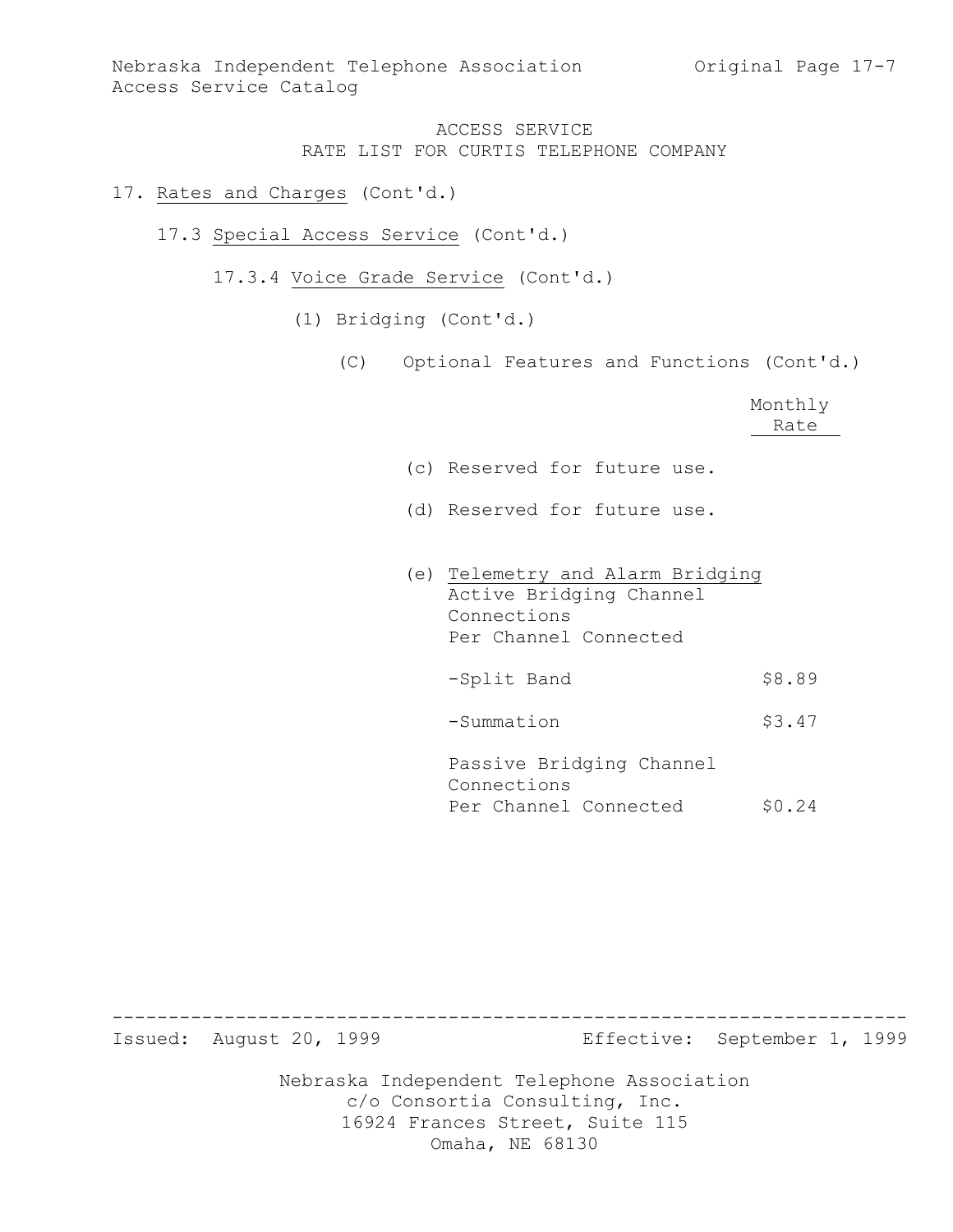ACCESS SERVICE
RATE LIST FOR CURTIS TELEPHONE COMPANY

17. Rates and Charges (Cont'd.)

17.3 Special Access Service (Cont'd.)

17.3.4 Voice Grade Service (Cont'd.)

(1) Bridging (Cont'd.)

(C) Optional Features and Functions (Cont'd.)

| | Monthly Rate |
|---|---|
| (c) Reserved for future use. | |
| (d) Reserved for future use. | |
| (e) Telemetry and Alarm Bridging<br>Active Bridging Channel Connections<br>Per Channel Connected | |
| -Split Band | $8.89 |
| -Summation | $3.47 |
| Passive Bridging Channel Connections<br>Per Channel Connected | $0.24 |

Issued: August 20, 1999 Effective: September 1, 1999

Nebraska Independent Telephone Association
c/o Consortia Consulting, Inc.
16924 Frances Street, Suite 115
Omaha, NE 68130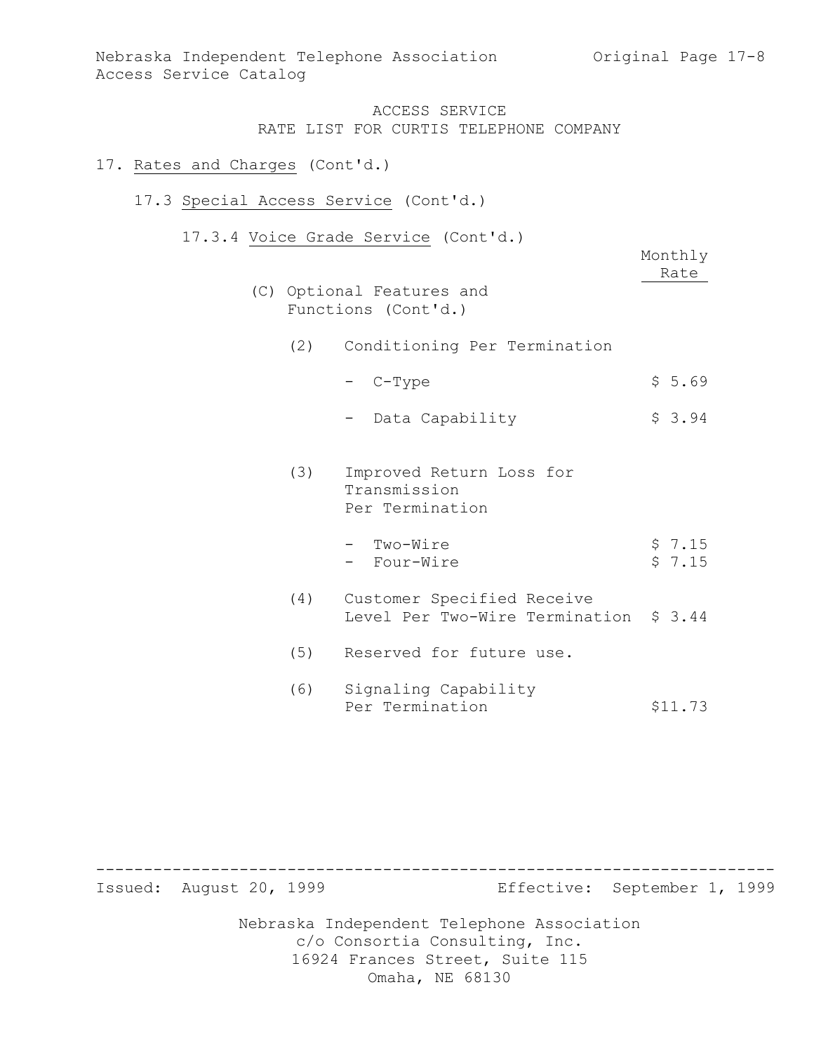ACCESS SERVICE
RATE LIST FOR CURTIS TELEPHONE COMPANY

17. Rates and Charges (Cont'd.)

17.3 Special Access Service (Cont'd.)

17.3.4 Voice Grade Service (Cont'd.)

| | Monthly Rate |
|---|---|
| (C) Optional Features and Functions (Cont'd.) | |
| (2) Conditioning Per Termination | |
| - C-Type | $ 5.69 |
| - Data Capability | $ 3.94 |
| (3) Improved Return Loss for Transmission Per Termination | |
| - Two-Wire | $ 7.15 |
| - Four-Wire | $ 7.15 |
| (4) Customer Specified Receive Level Per Two-Wire Termination | $ 3.44 |
| (5) Reserved for future use. | |
| (6) Signaling Capability Per Termination | $11.73 |

Issued: August 20, 1999 Effective: September 1, 1999

Nebraska Independent Telephone Association
c/o Consortia Consulting, Inc.
16924 Frances Street, Suite 115
Omaha, NE 68130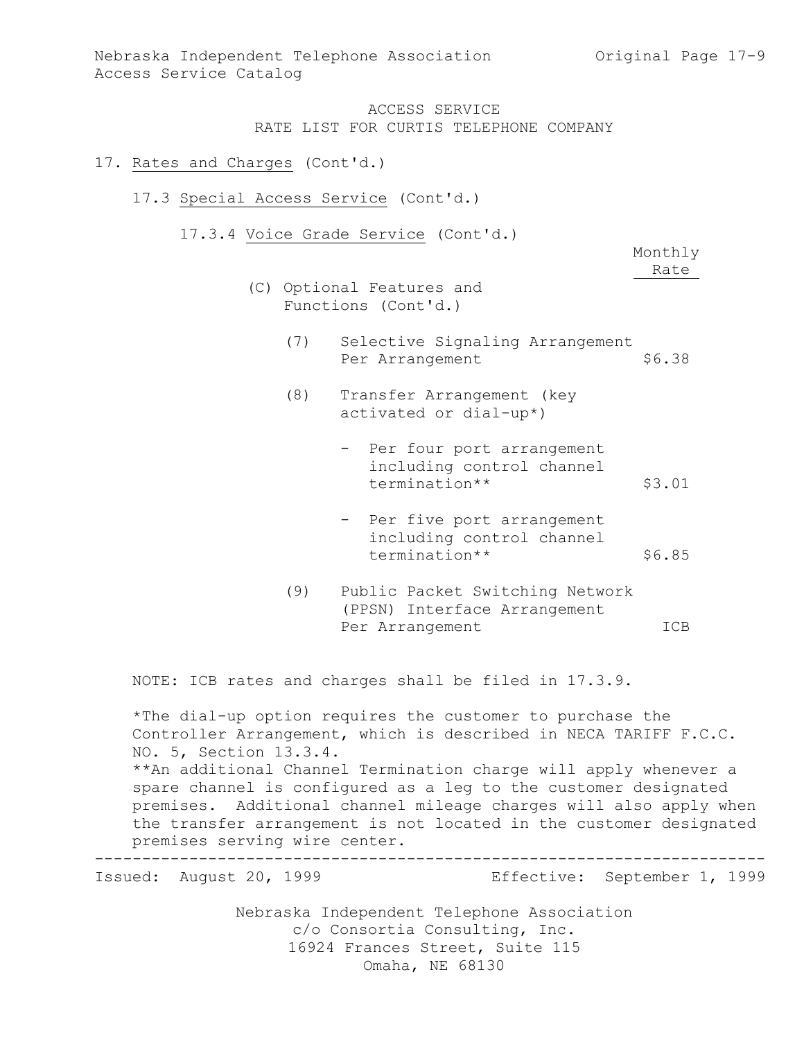# ACCESS SERVICE
## RATE LIST FOR CURTIS TELEPHONE COMPANY

17. Rates and Charges (Cont'd.)

17.3 Special Access Service (Cont'd.)

17.3.4 Voice Grade Service (Cont'd.)

| | Monthly Rate |
|---|---|
| (C) Optional Features and Functions (Cont'd.) | |
| (7) Selective Signaling Arrangement Per Arrangement | $6.38 |
| (8) Transfer Arrangement (key activated or dial-up*) | |
| - Per four port arrangement including control channel termination** | $3.01 |
| - Per five port arrangement including control channel termination** | $6.85 |
| (9) Public Packet Switching Network (PPSN) Interface Arrangement Per Arrangement | ICB |

NOTE: ICB rates and charges shall be filed in 17.3.9.

*The dial-up option requires the customer to purchase the Controller Arrangement, which is described in NECA TARIFF F.C.C. NO. 5, Section 13.3.4.

**An additional Channel Termination charge will apply whenever a spare channel is configured as a leg to the customer designated premises. Additional channel mileage charges will also apply when the transfer arrangement is not located in the customer designated premises serving wire center.

Issued: August 20, 1999 Effective: September 1, 1999

Nebraska Independent Telephone Association
c/o Consortia Consulting, Inc.
16924 Frances Street, Suite 115
Omaha, NE 68130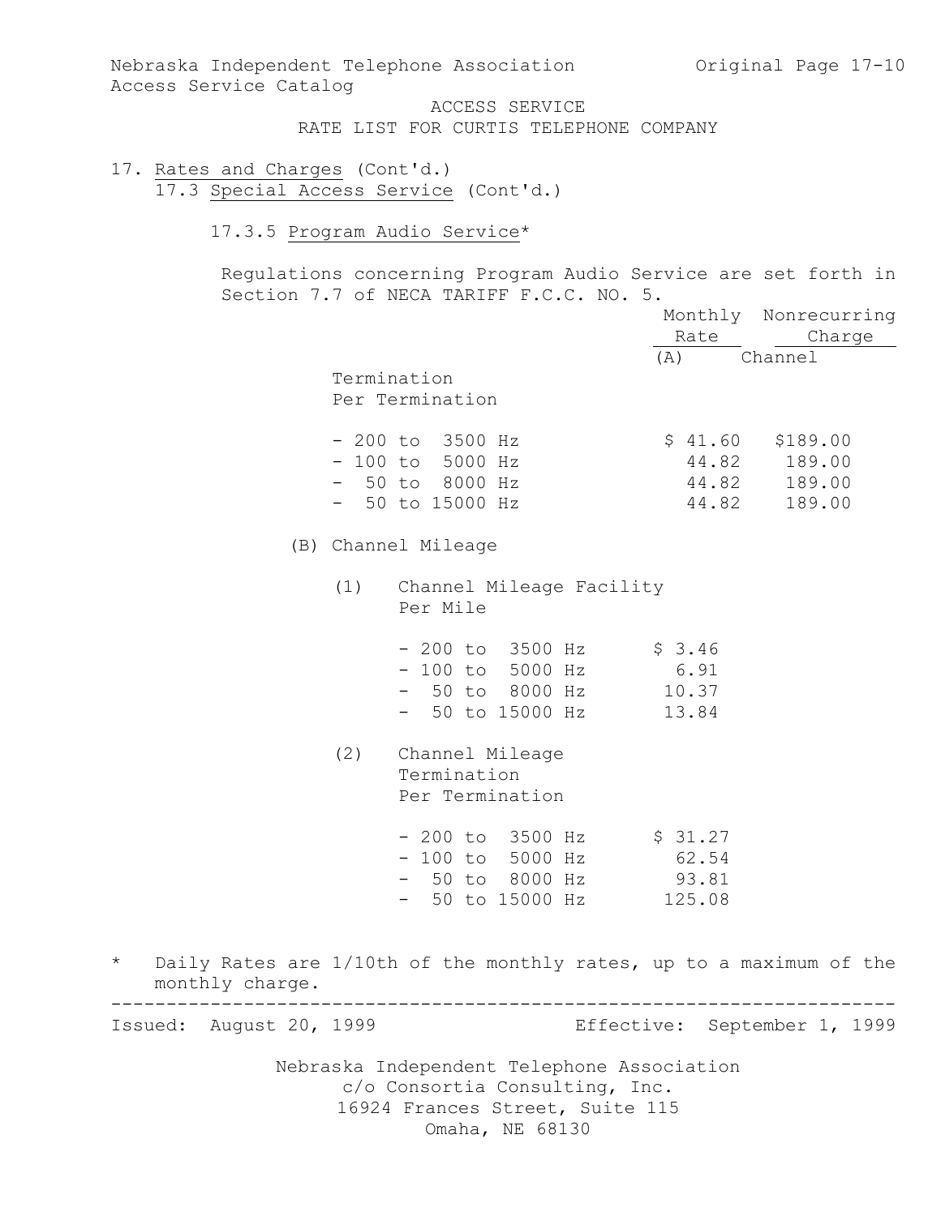ACCESS SERVICE
RATE LIST FOR CURTIS TELEPHONE COMPANY

17. Rates and Charges (Cont'd.)

17.3 Special Access Service (Cont'd.)

17.3.5 Program Audio Service*

Regulations concerning Program Audio Service are set forth in Section 7.7 of NECA TARIFF F.C.C. NO. 5.

| | Monthly Rate | Nonrecurring Charge |
|---|---|---|
| (A) Channel Termination Per Termination | | |
| - 200 to 3500 Hz | $ 41.60 | $189.00 |
| - 100 to 5000 Hz | 44.82 | 189.00 |
| - 50 to 8000 Hz | 44.82 | 189.00 |
| - 50 to 15000 Hz | 44.82 | 189.00 |
| (B) Channel Mileage | | |
| (1) Channel Mileage Facility Per Mile | | |
| - 200 to 3500 Hz | $ 3.46 | |
| - 100 to 5000 Hz | 6.91 | |
| - 50 to 8000 Hz | 10.37 | |
| - 50 to 15000 Hz | 13.84 | |
| (2) Channel Mileage Termination Per Termination | | |
| - 200 to 3500 Hz | $ 31.27 | |
| - 100 to 5000 Hz | 62.54 | |
| - 50 to 8000 Hz | 93.81 | |
| - 50 to 15000 Hz | 125.08 | |

\* Daily Rates are 1/10th of the monthly rates, up to a maximum of the monthly charge.

Issued: August 20, 1999 Effective: September 1, 1999

Nebraska Independent Telephone Association
c/o Consortia Consulting, Inc.
16924 Frances Street, Suite 115
Omaha, NE 68130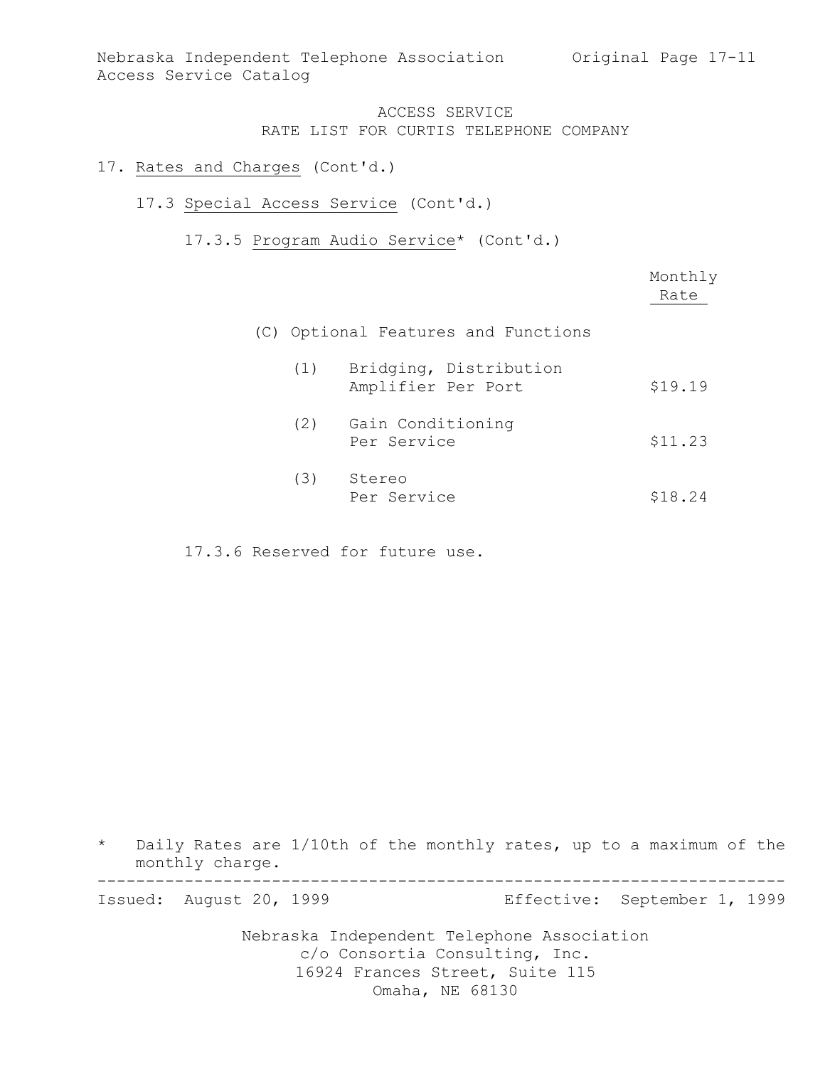ACCESS SERVICE
RATE LIST FOR CURTIS TELEPHONE COMPANY

17. Rates and Charges (Cont'd.)

17.3 Special Access Service (Cont'd.)

17.3.5 Program Audio Service* (Cont'd.)

| | Monthly Rate |
|---|---|
| (C) Optional Features and Functions | |
| (1) Bridging, Distribution Amplifier Per Port | $19.19 |
| (2) Gain Conditioning Per Service | $11.23 |
| (3) Stereo Per Service | $18.24 |

17.3.6 Reserved for future use.

* Daily Rates are 1/10th of the monthly rates, up to a maximum of the monthly charge.

Issued: August 20, 1999 Effective: September 1, 1999

Nebraska Independent Telephone Association
c/o Consortia Consulting, Inc.
16924 Frances Street, Suite 115
Omaha, NE 68130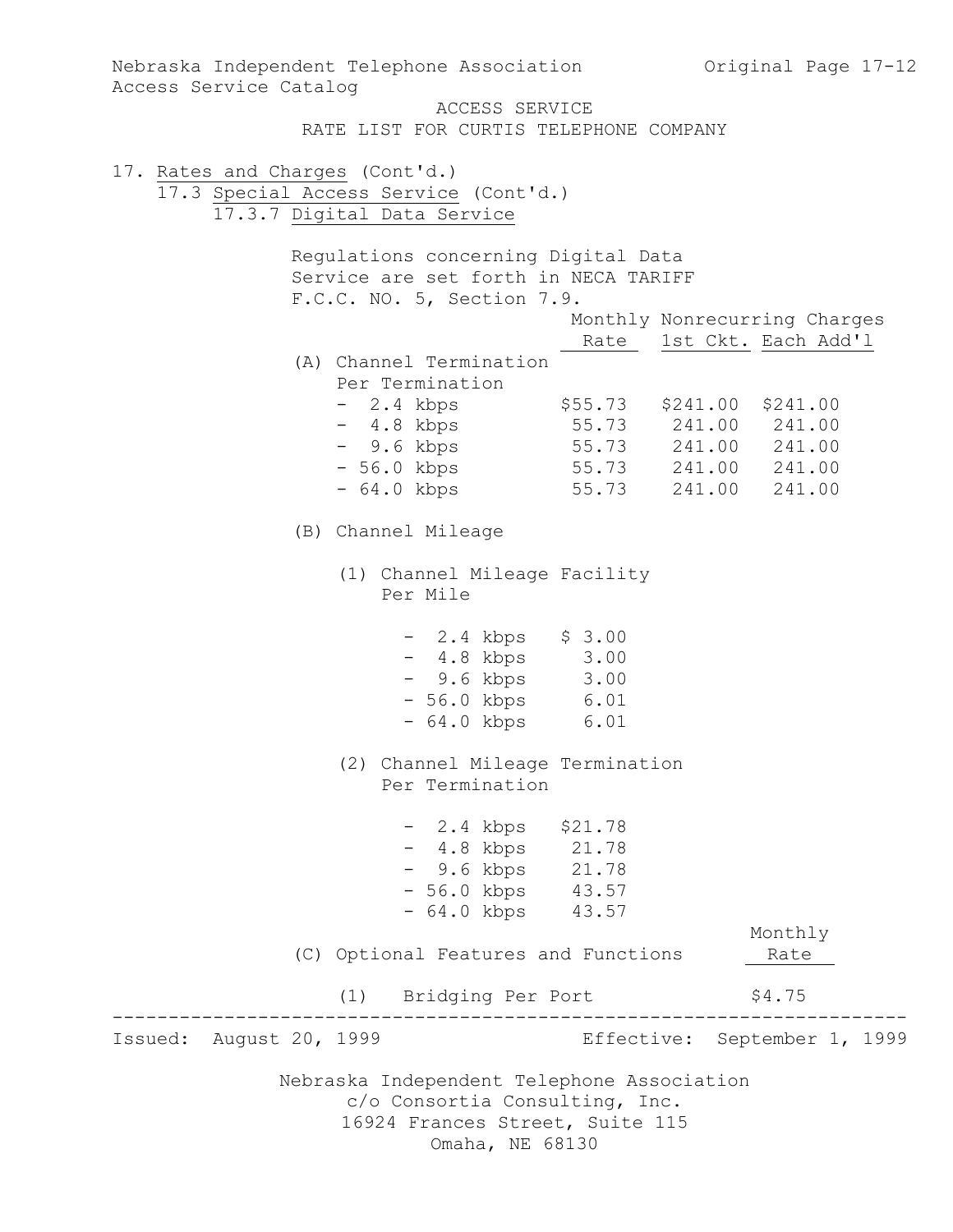ACCESS SERVICE
RATE LIST FOR CURTIS TELEPHONE COMPANY

17. Rates and Charges (Cont'd.)

17.3 Special Access Service (Cont'd.)

17.3.7 Digital Data Service

Regulations concerning Digital Data Service are set forth in NECA TARIFF F.C.C. NO. 5, Section 7.9.

| | Monthly Rate | Nonrecurring Charges 1st Ckt. | Nonrecurring Charges Each Add'l |
|---|---|---|---|
| (A) Channel Termination Per Termination | | | |
| - 2.4 kbps | $55.73 | $241.00 | $241.00 |
| - 4.8 kbps | 55.73 | 241.00 | 241.00 |
| - 9.6 kbps | 55.73 | 241.00 | 241.00 |
| - 56.0 kbps | 55.73 | 241.00 | 241.00 |
| - 64.0 kbps | 55.73 | 241.00 | 241.00 |

(B) Channel Mileage

(1) Channel Mileage Facility Per Mile

| | |
|---|---|
| - 2.4 kbps | $ 3.00 |
| - 4.8 kbps | 3.00 |
| - 9.6 kbps | 3.00 |
| - 56.0 kbps | 6.01 |
| - 64.0 kbps | 6.01 |

(2) Channel Mileage Termination Per Termination

| | |
|---|---|
| - 2.4 kbps | $21.78 |
| - 4.8 kbps | 21.78 |
| - 9.6 kbps | 21.78 |
| - 56.0 kbps | 43.57 |
| - 64.0 kbps | 43.57 |

| (C) Optional Features and Functions | Monthly Rate |
|---|---|
| (1) Bridging Per Port | $4.75 |

Issued: August 20, 1999 Effective: September 1, 1999

Nebraska Independent Telephone Association
c/o Consortia Consulting, Inc.
16924 Frances Street, Suite 115
Omaha, NE 68130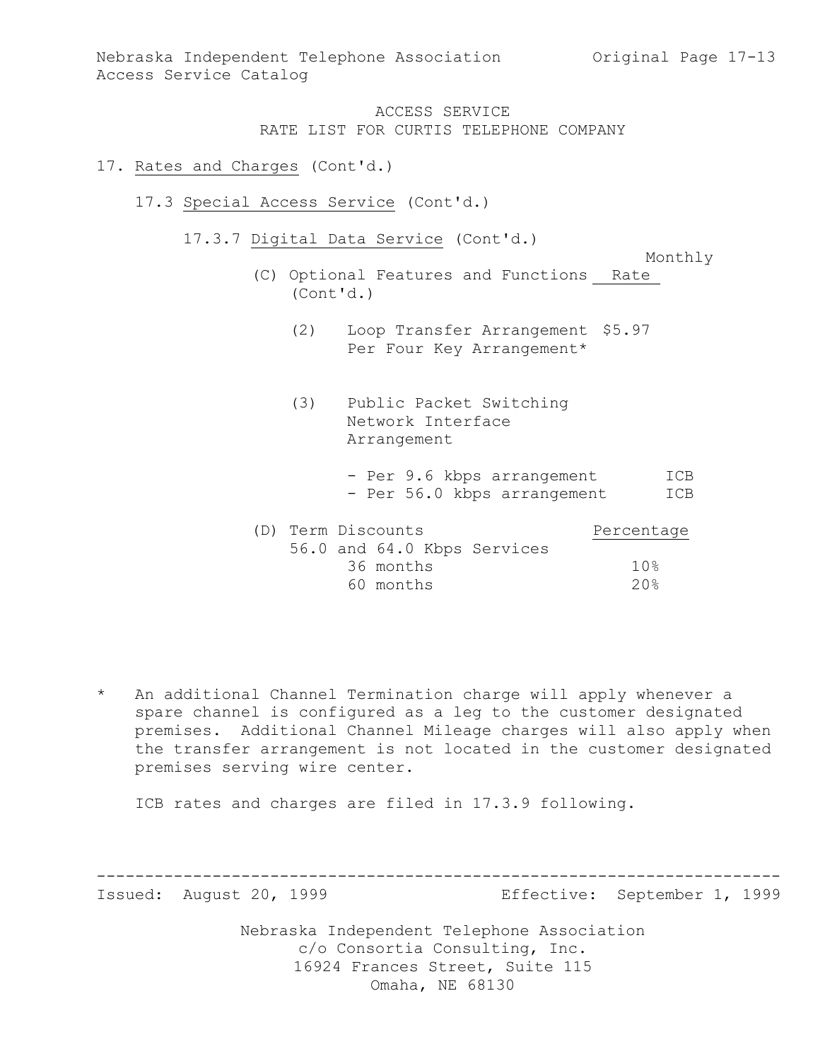ACCESS SERVICE
RATE LIST FOR CURTIS TELEPHONE COMPANY

17. Rates and Charges (Cont'd.)

17.3 Special Access Service (Cont'd.)

17.3.7 Digital Data Service (Cont'd.)

(C) Optional Features and Functions (Cont'd.)

| | Monthly Rate |
|---|---|
| (2) Loop Transfer Arrangement Per Four Key Arrangement* | $5.97 |
| (3) Public Packet Switching Network Interface Arrangement | |
| - Per 9.6 kbps arrangement | ICB |
| - Per 56.0 kbps arrangement | ICB |

(D) Term Discounts

| 56.0 and 64.0 Kbps Services | Percentage |
|---|---|
| 36 months | 10% |
| 60 months | 20% |

\* An additional Channel Termination charge will apply whenever a spare channel is configured as a leg to the customer designated premises. Additional Channel Mileage charges will also apply when the transfer arrangement is not located in the customer designated premises serving wire center.

ICB rates and charges are filed in 17.3.9 following.

Issued: August 20, 1999 Effective: September 1, 1999

Nebraska Independent Telephone Association
c/o Consortia Consulting, Inc.
16924 Frances Street, Suite 115
Omaha, NE 68130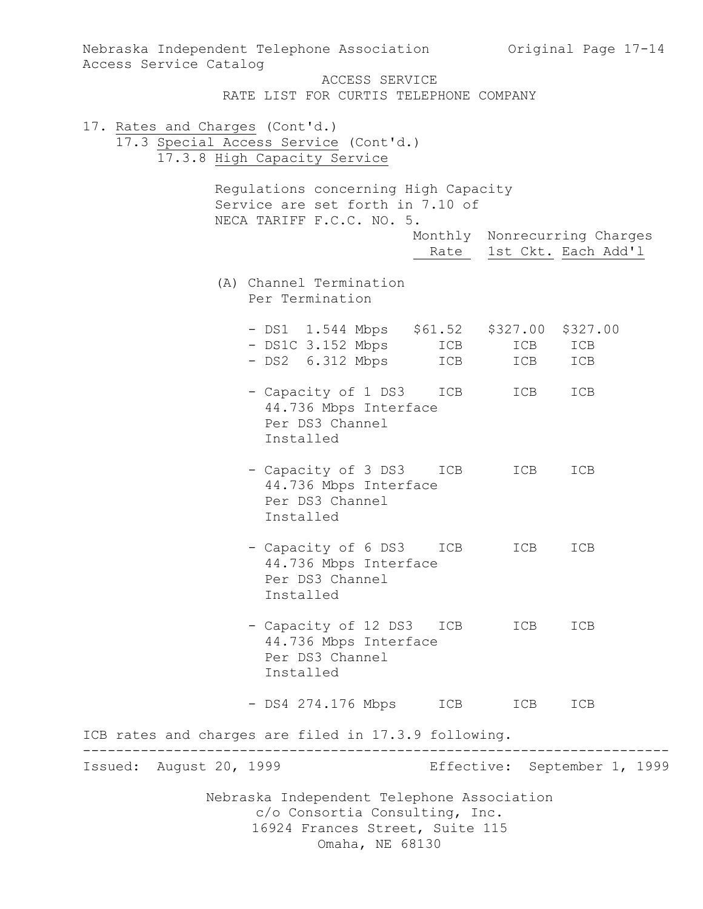ACCESS SERVICE
RATE LIST FOR CURTIS TELEPHONE COMPANY

17. Rates and Charges (Cont'd.)

17.3 Special Access Service (Cont'd.)

17.3.8 High Capacity Service

Regulations concerning High Capacity Service are set forth in 7.10 of NECA TARIFF F.C.C. NO. 5.

| | Monthly Rate | Nonrecurring Charges 1st Ckt. | Each Add'l |
|---|---|---|---|
| (A) Channel Termination Per Termination | | | |
| - DS1 1.544 Mbps | $61.52 | $327.00 | $327.00 |
| - DS1C 3.152 Mbps | ICB | ICB | ICB |
| - DS2 6.312 Mbps | ICB | ICB | ICB |
| - Capacity of 1 DS3 44.736 Mbps Interface Per DS3 Channel Installed | ICB | ICB | ICB |
| - Capacity of 3 DS3 44.736 Mbps Interface Per DS3 Channel Installed | ICB | ICB | ICB |
| - Capacity of 6 DS3 44.736 Mbps Interface Per DS3 Channel Installed | ICB | ICB | ICB |
| - Capacity of 12 DS3 44.736 Mbps Interface Per DS3 Channel Installed | ICB | ICB | ICB |
| - DS4 274.176 Mbps | ICB | ICB | ICB |

ICB rates and charges are filed in 17.3.9 following.

Issued: August 20, 1999 Effective: September 1, 1999

Nebraska Independent Telephone Association
c/o Consortia Consulting, Inc.
16924 Frances Street, Suite 115
Omaha, NE 68130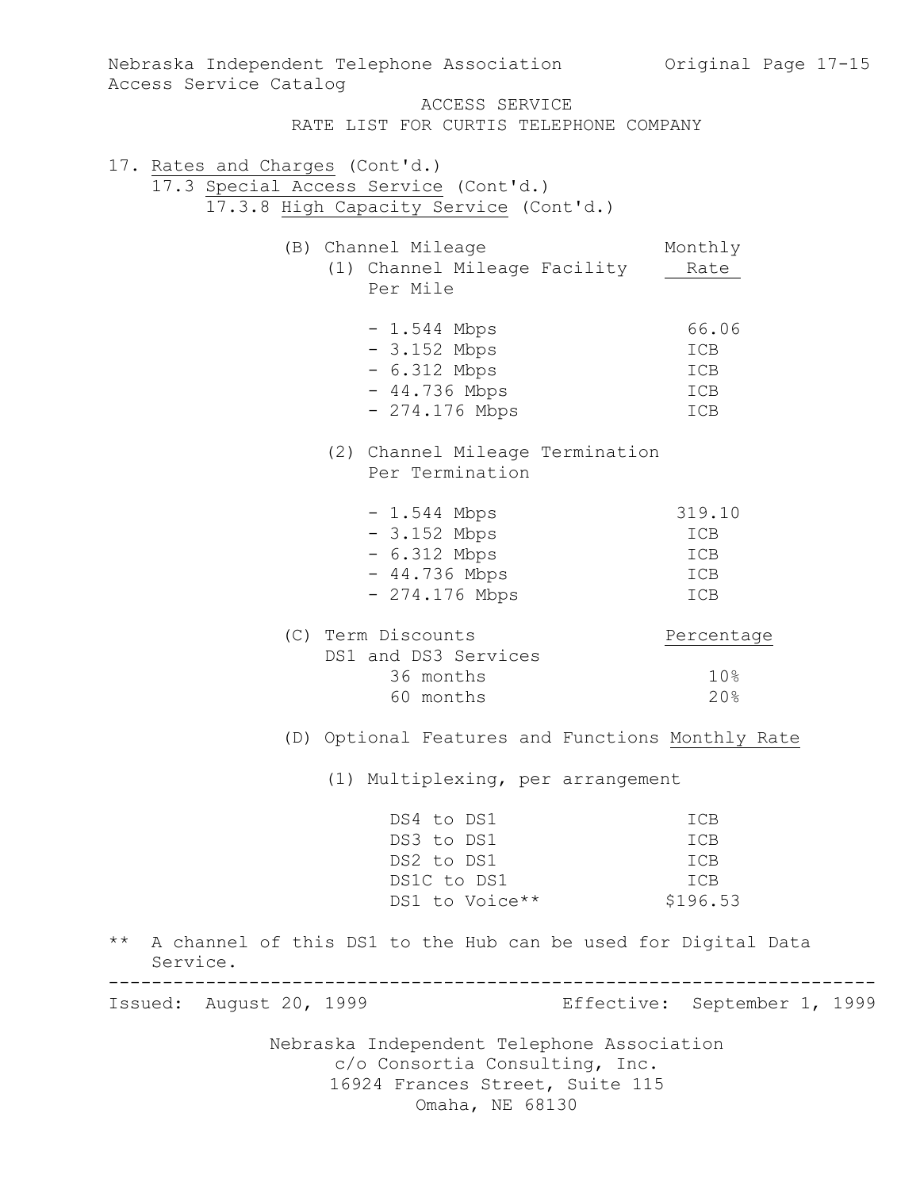ACCESS SERVICE
RATE LIST FOR CURTIS TELEPHONE COMPANY

17. Rates and Charges (Cont'd.)

17.3 Special Access Service (Cont'd.)

17.3.8 High Capacity Service (Cont'd.)

(B) Channel Mileage

| (1) Channel Mileage Facility Per Mile | Monthly Rate |
|---|---|
| - 1.544 Mbps | 66.06 |
| - 3.152 Mbps | ICB |
| - 6.312 Mbps | ICB |
| - 44.736 Mbps | ICB |
| - 274.176 Mbps | ICB |

| (2) Channel Mileage Termination Per Termination | Monthly Rate |
|---|---|
| - 1.544 Mbps | 319.10 |
| - 3.152 Mbps | ICB |
| - 6.312 Mbps | ICB |
| - 44.736 Mbps | ICB |
| - 274.176 Mbps | ICB |

(C) Term Discounts

| DS1 and DS3 Services | Percentage |
|---|---|
| 36 months | 10% |
| 60 months | 20% |

(D) Optional Features and Functions

| (1) Multiplexing, per arrangement | Monthly Rate |
|---|---|
| DS4 to DS1 | ICB |
| DS3 to DS1 | ICB |
| DS2 to DS1 | ICB |
| DS1C to DS1 | ICB |
| DS1 to Voice** | $196.53 |

** A channel of this DS1 to the Hub can be used for Digital Data Service.

Issued: August 20, 1999 Effective: September 1, 1999

Nebraska Independent Telephone Association
c/o Consortia Consulting, Inc.
16924 Frances Street, Suite 115
Omaha, NE 68130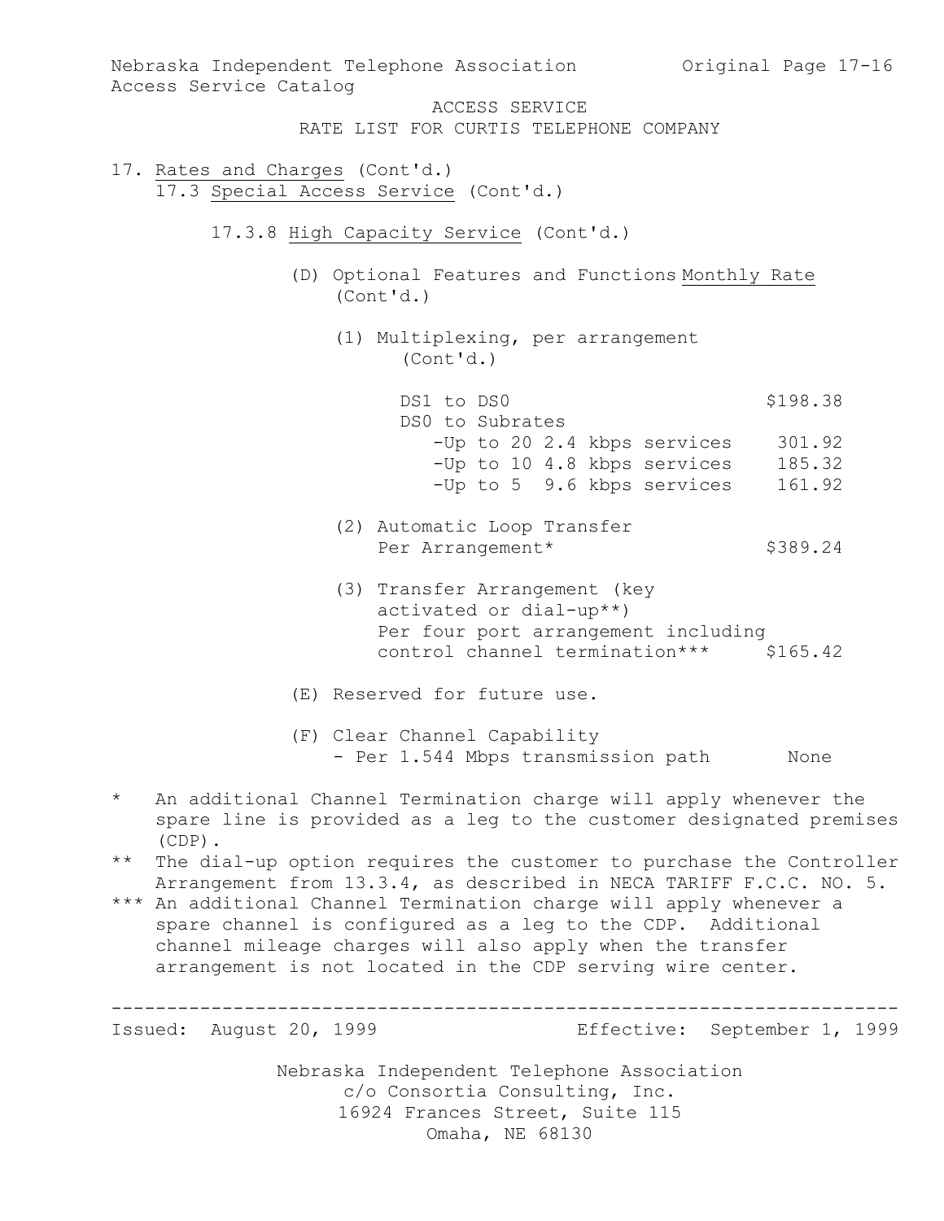17. Rates and Charges (Cont'd.)

17.3 Special Access Service (Cont'd.)

17.3.8 High Capacity Service (Cont'd.)

(D) Optional Features and Functions (Cont'd.)

| | Monthly Rate |
|---|---|
| (1) Multiplexing, per arrangement (Cont'd.) | |
| DS1 to DS0 | $198.38 |
| DS0 to Subrates | |
| -Up to 20 2.4 kbps services | 301.92 |
| -Up to 10 4.8 kbps services | 185.32 |
| -Up to 5 9.6 kbps services | 161.92 |
| (2) Automatic Loop Transfer Per Arrangement* | $389.24 |
| (3) Transfer Arrangement (key activated or dial-up**) Per four port arrangement including control channel termination*** | $165.42 |

(E) Reserved for future use.

(F) Clear Channel Capability

| | |
|---|---|
| - Per 1.544 Mbps transmission path | None |

\* An additional Channel Termination charge will apply whenever the spare line is provided as a leg to the customer designated premises (CDP).

\*\* The dial-up option requires the customer to purchase the Controller Arrangement from 13.3.4, as described in NECA TARIFF F.C.C. NO. 5.

\*\*\* An additional Channel Termination charge will apply whenever a spare channel is configured as a leg to the CDP. Additional channel mileage charges will also apply when the transfer arrangement is not located in the CDP serving wire center.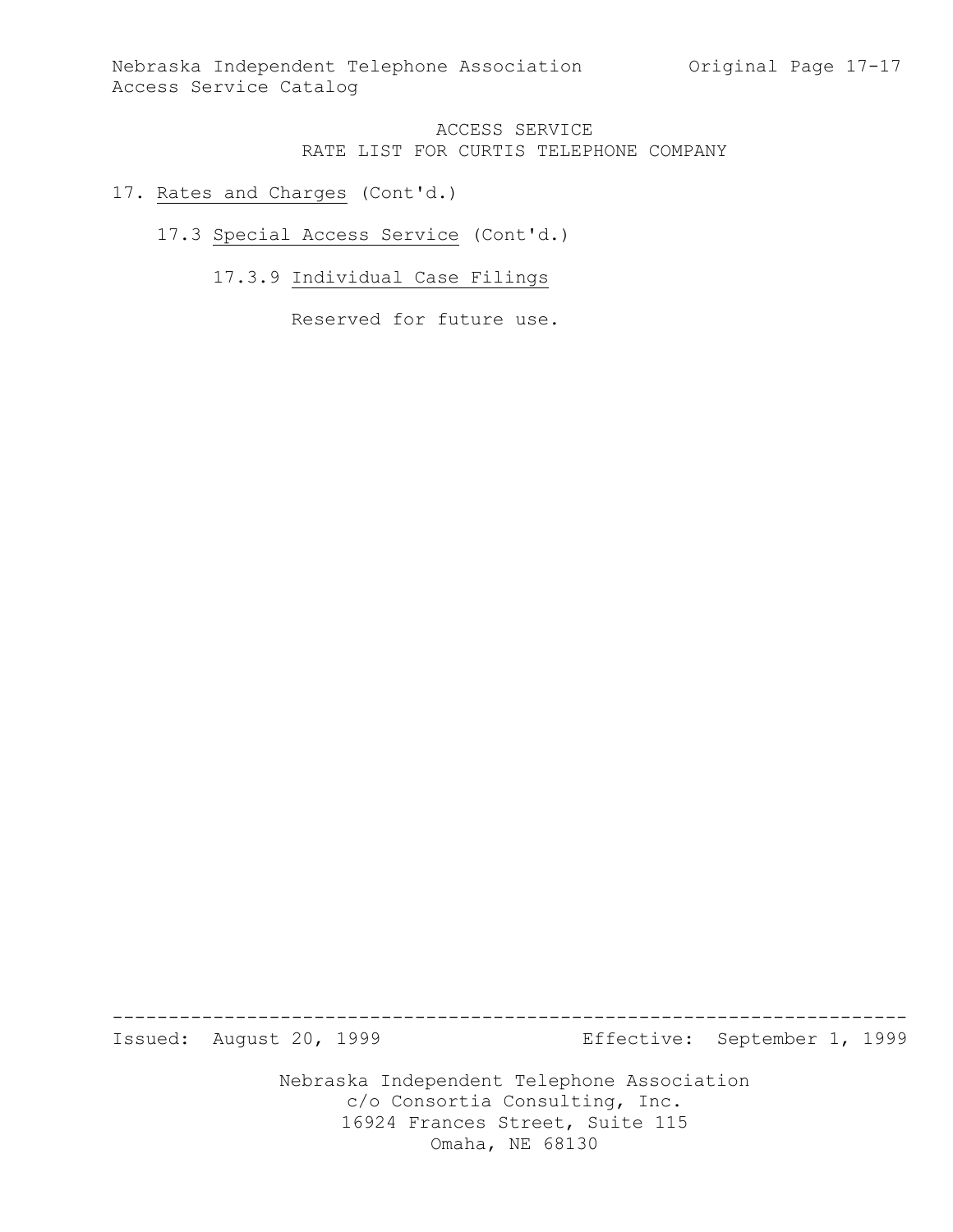# ACCESS SERVICE
## RATE LIST FOR CURTIS TELEPHONE COMPANY

17. Rates and Charges (Cont'd.)

17.3 Special Access Service (Cont'd.)

17.3.9 Individual Case Filings

Reserved for future use.

Issued: August 20, 1999 Effective: September 1, 1999

Nebraska Independent Telephone Association
c/o Consortia Consulting, Inc.
16924 Frances Street, Suite 115
Omaha, NE 68130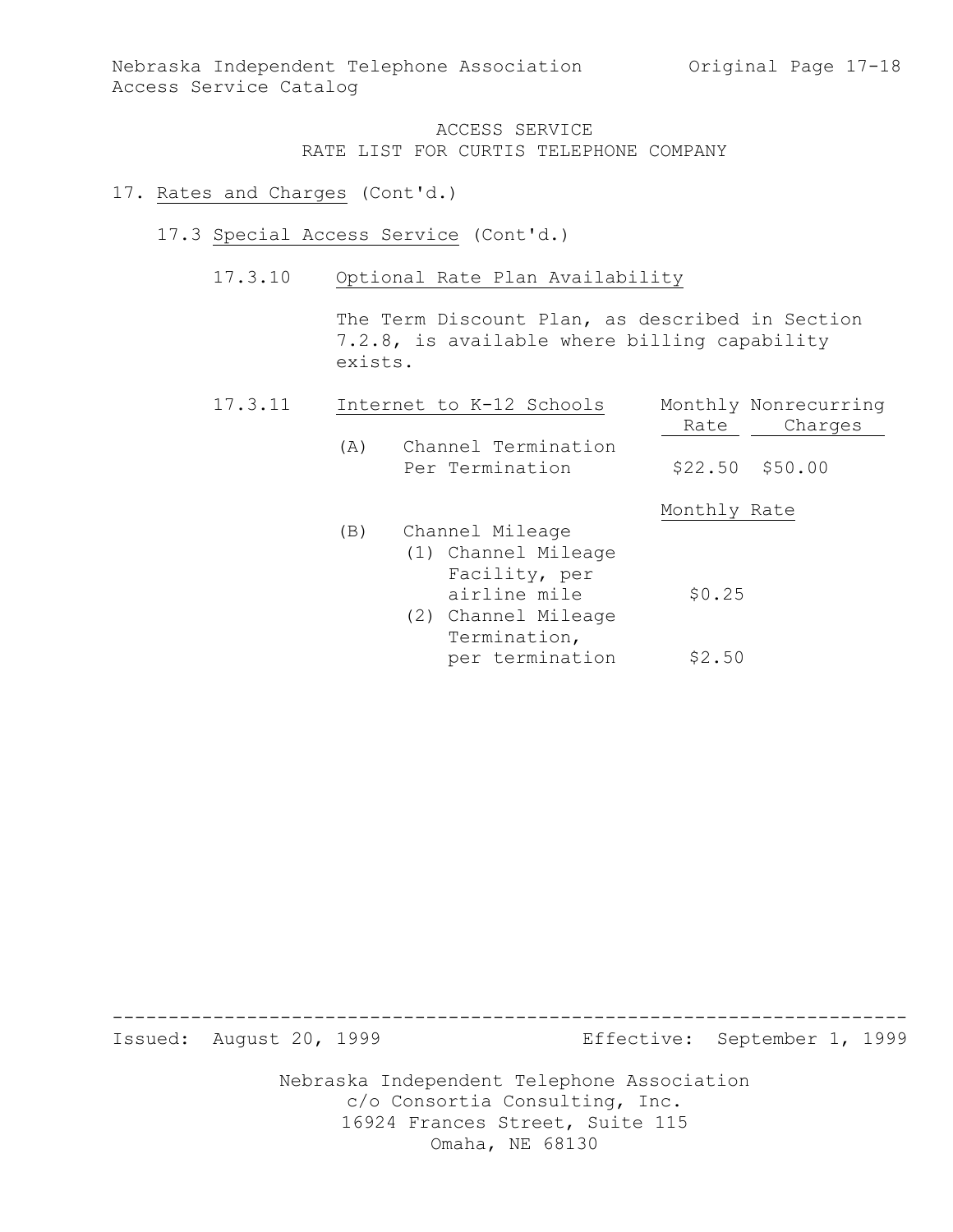ACCESS SERVICE
RATE LIST FOR CURTIS TELEPHONE COMPANY

17. Rates and Charges (Cont'd.)

17.3 Special Access Service (Cont'd.)

17.3.10 Optional Rate Plan Availability

The Term Discount Plan, as described in Section 7.2.8, is available where billing capability exists.

17.3.11 Internet to K-12 Schools

| | Monthly Rate | Nonrecurring Charges |
|---|---|---|
| (A) Channel Termination Per Termination | $22.50 | $50.00 |

| | Monthly Rate |
|---|---|
| (B) Channel Mileage | |
| (1) Channel Mileage Facility, per airline mile | $0.25 |
| (2) Channel Mileage Termination, per termination | $2.50 |

Issued: August 20, 1999  Effective: September 1, 1999

Nebraska Independent Telephone Association
c/o Consortia Consulting, Inc.
16924 Frances Street, Suite 115
Omaha, NE 68130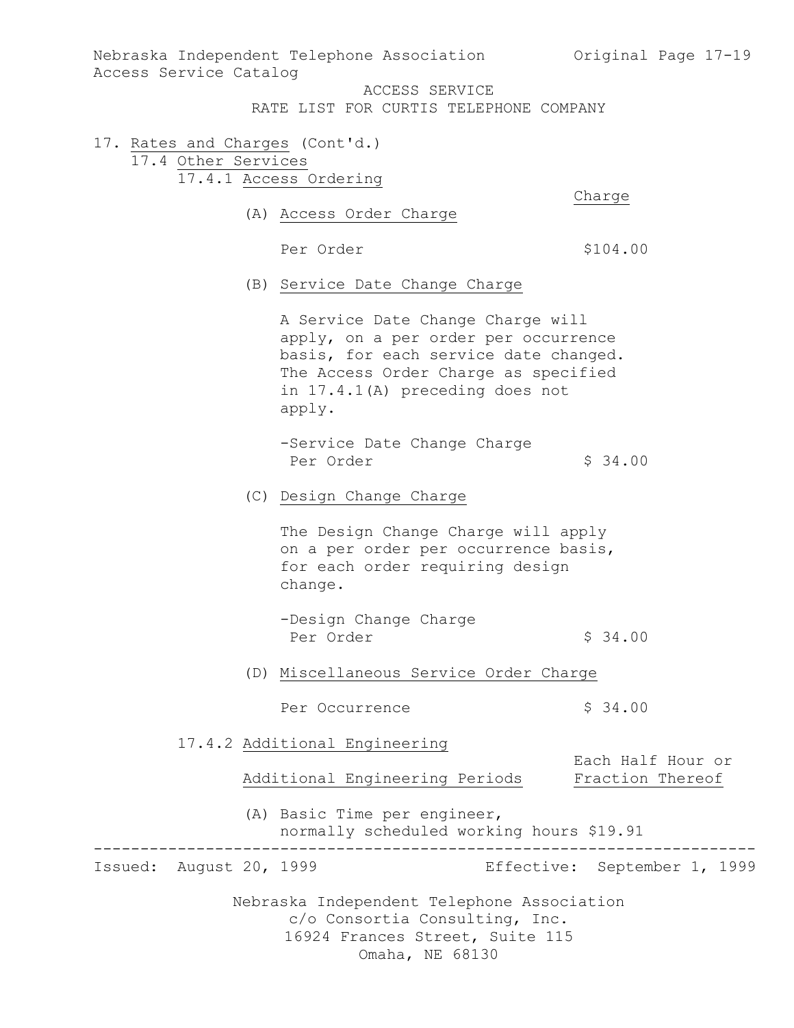ACCESS SERVICE
RATE LIST FOR CURTIS TELEPHONE COMPANY

17. Rates and Charges (Cont'd.)

17.4 Other Services

17.4.1 Access Ordering

| | Charge |
|---|---|
| (A) Access Order Charge | |
| Per Order | $104.00 |

(B) Service Date Change Charge

A Service Date Change Charge will apply, on a per order per occurrence basis, for each service date changed. The Access Order Charge as specified in 17.4.1(A) preceding does not apply.

| | |
|---|---|
| -Service Date Change Charge Per Order | $ 34.00 |

(C) Design Change Charge

The Design Change Charge will apply on a per order per occurrence basis, for each order requiring design change.

| | |
|---|---|
| -Design Change Charge Per Order | $ 34.00 |

(D) Miscellaneous Service Order Charge

| | |
|---|---|
| Per Occurrence | $ 34.00 |

17.4.2 Additional Engineering

| Additional Engineering Periods | Each Half Hour or Fraction Thereof |
|---|---|
| (A) Basic Time per engineer, normally scheduled working hours | $19.91 |

Issued: August 20, 1999 Effective: September 1, 1999

Nebraska Independent Telephone Association
c/o Consortia Consulting, Inc.
16924 Frances Street, Suite 115
Omaha, NE 68130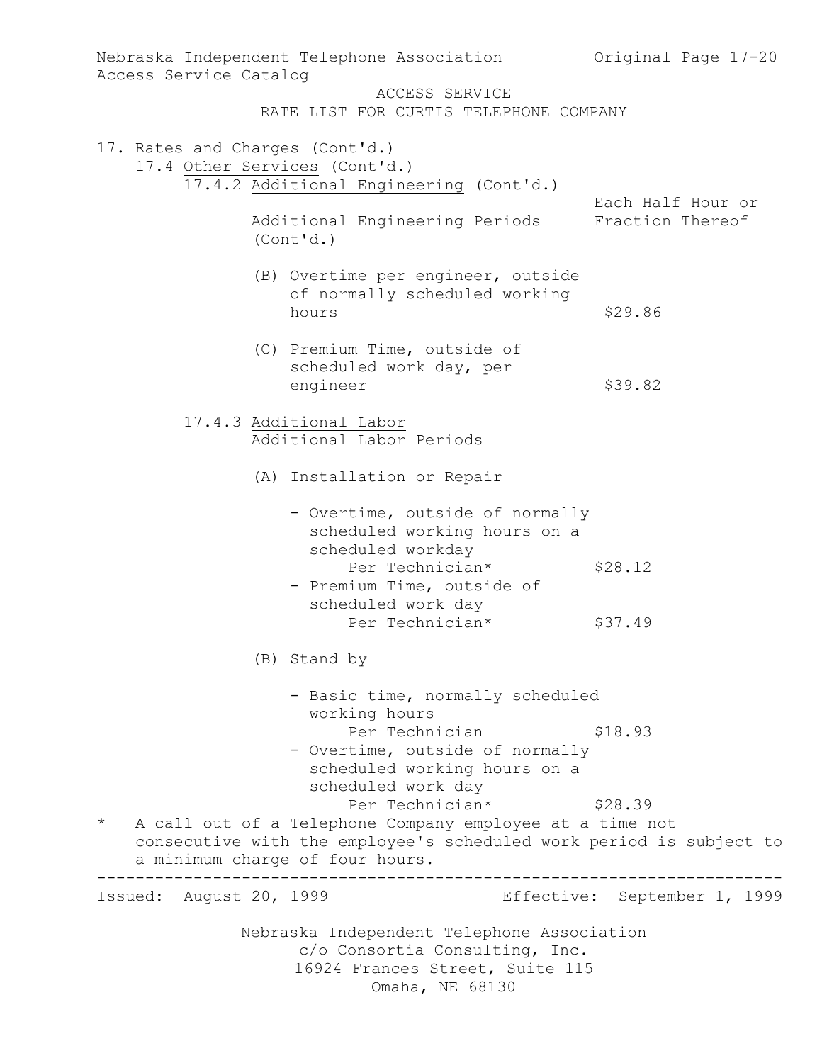ACCESS SERVICE
RATE LIST FOR CURTIS TELEPHONE COMPANY

17. Rates and Charges (Cont'd.)

17.4 Other Services (Cont'd.)

17.4.2 Additional Engineering (Cont'd.)

| Additional Engineering Periods (Cont'd.) | Each Half Hour or Fraction Thereof |
|---|---|
| (B) Overtime per engineer, outside of normally scheduled working hours | $29.86 |
| (C) Premium Time, outside of scheduled work day, per engineer | $39.82 |

17.4.3 Additional Labor

Additional Labor Periods

(A) Installation or Repair

| | |
|---|---|
| - Overtime, outside of normally scheduled working hours on a scheduled workday Per Technician* | $28.12 |
| - Premium Time, outside of scheduled work day Per Technician* | $37.49 |

(B) Stand by

| | |
|---|---|
| - Basic time, normally scheduled working hours Per Technician | $18.93 |
| - Overtime, outside of normally scheduled working hours on a scheduled work day Per Technician* | $28.39 |

\* A call out of a Telephone Company employee at a time not consecutive with the employee's scheduled work period is subject to a minimum charge of four hours.

Issued: August 20, 1999 Effective: September 1, 1999

Nebraska Independent Telephone Association
c/o Consortia Consulting, Inc.
16924 Frances Street, Suite 115
Omaha, NE 68130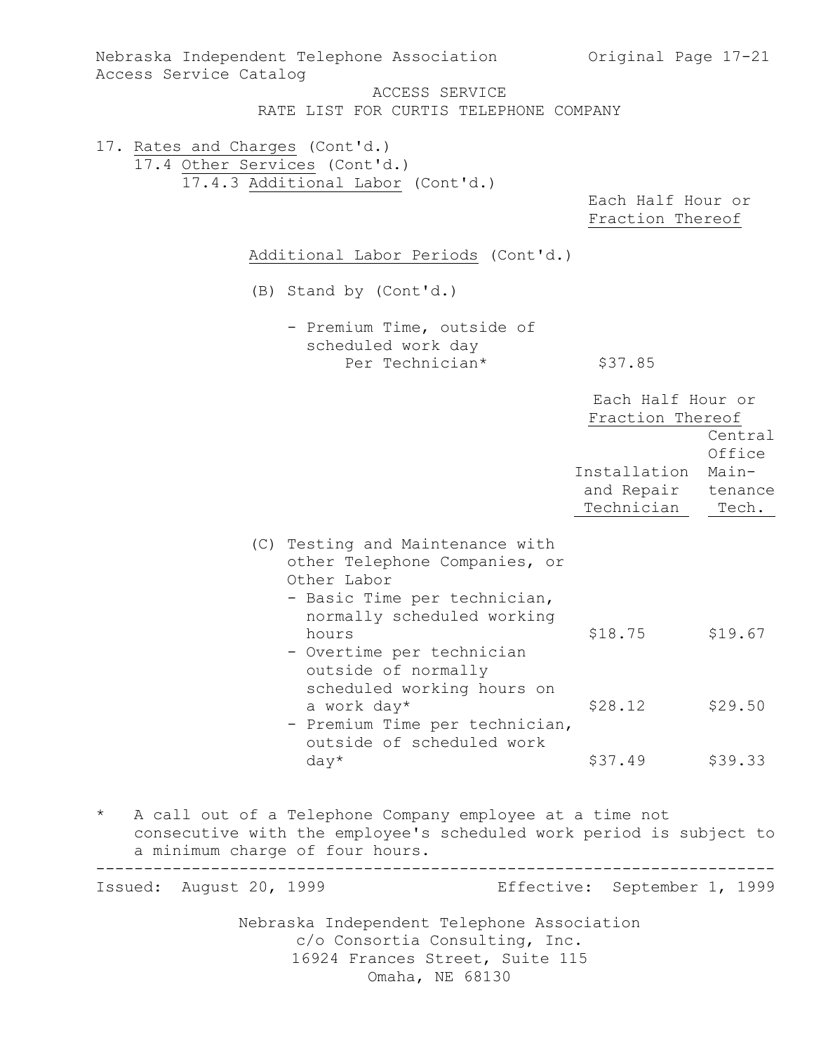Nebraska Independent Telephone Association Access Service Catalog

Original Page 17-21

ACCESS SERVICE
RATE LIST FOR CURTIS TELEPHONE COMPANY

17. Rates and Charges (Cont'd.)

17.4 Other Services (Cont'd.)

17.4.3 Additional Labor (Cont'd.)

| | Each Half Hour or Fraction Thereof |
|---|---|
| **Additional Labor Periods** (Cont'd.) | |
| (B) Stand by (Cont'd.) | |
| - Premium Time, outside of scheduled work day Per Technician* | $37.85 |

| | Each Half Hour or Fraction Thereof | |
|---|---|---|
| | Installation and Repair Technician | Central Office Maintenance Tech. |
| (C) Testing and Maintenance with other Telephone Companies, or Other Labor | | |
| - Basic Time per technician, normally scheduled working hours | $18.75 | $19.67 |
| - Overtime per technician outside of normally scheduled working hours on a work day* | $28.12 | $29.50 |
| - Premium Time per technician, outside of scheduled work day* | $37.49 | $39.33 |

* A call out of a Telephone Company employee at a time not consecutive with the employee's scheduled work period is subject to a minimum charge of four hours.

Issued: August 20, 1999

Effective: September 1, 1999

Nebraska Independent Telephone Association
c/o Consortia Consulting, Inc.
16924 Frances Street, Suite 115
Omaha, NE 68130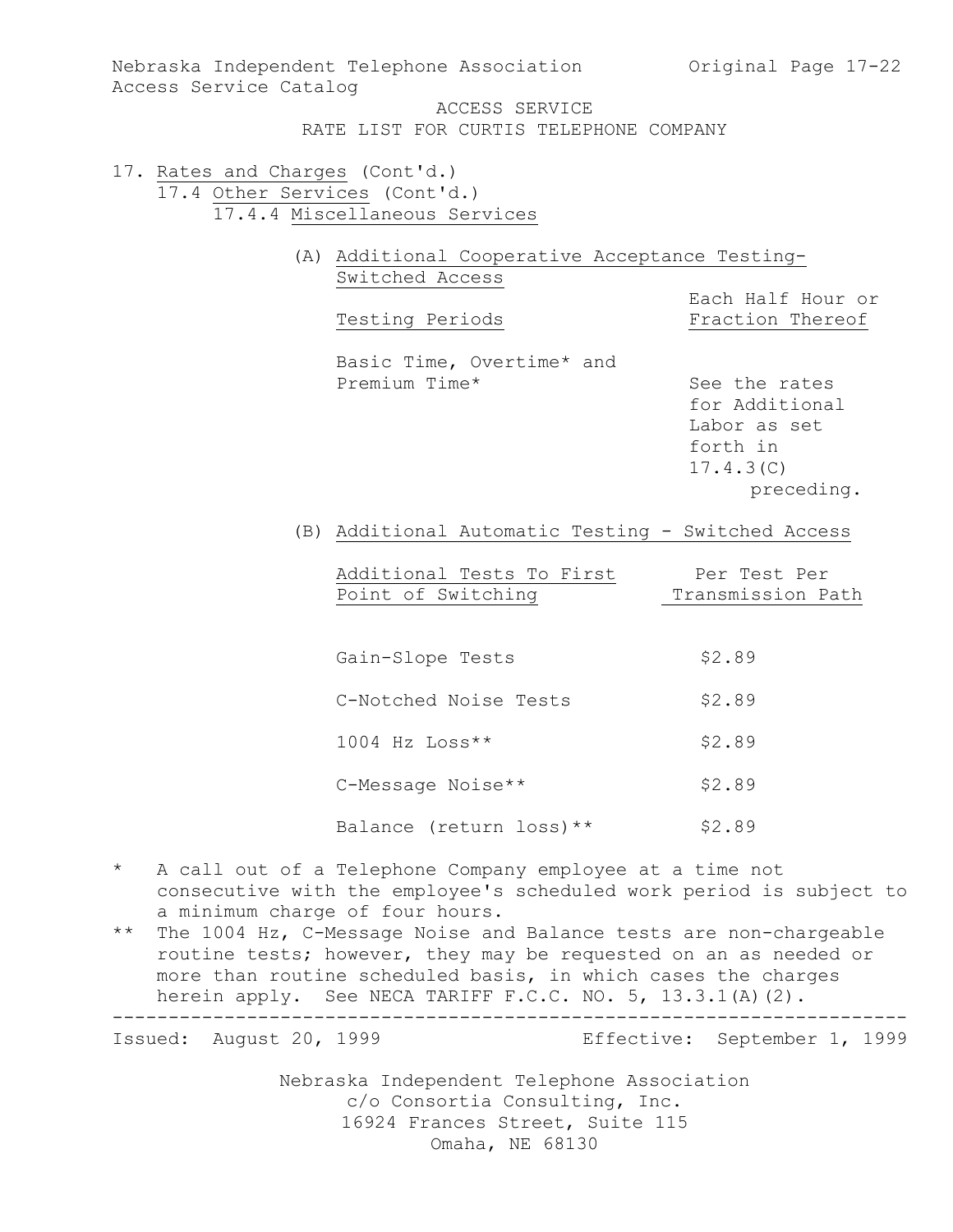ACCESS SERVICE
RATE LIST FOR CURTIS TELEPHONE COMPANY

17. Rates and Charges (Cont'd.)

17.4 Other Services (Cont'd.)

17.4.4 Miscellaneous Services

(A) Additional Cooperative Acceptance Testing-Switched Access

| Testing Periods | Each Half Hour or Fraction Thereof |
|---|---|
| Basic Time, Overtime* and Premium Time* | See the rates for Additional Labor as set forth in 17.4.3(C) preceding. |

(B) Additional Automatic Testing - Switched Access

| Additional Tests To First Point of Switching | Per Test Per Transmission Path |
|---|---|
| Gain-Slope Tests | $2.89 |
| C-Notched Noise Tests | $2.89 |
| 1004 Hz Loss** | $2.89 |
| C-Message Noise** | $2.89 |
| Balance (return loss)** | $2.89 |

\* A call out of a Telephone Company employee at a time not consecutive with the employee's scheduled work period is subject to a minimum charge of four hours.

\** The 1004 Hz, C-Message Noise and Balance tests are non-chargeable routine tests; however, they may be requested on an as needed or more than routine scheduled basis, in which cases the charges herein apply. See NECA TARIFF F.C.C. NO. 5, 13.3.1(A)(2).

Issued: August 20, 1999 Effective: September 1, 1999

Nebraska Independent Telephone Association
c/o Consortia Consulting, Inc.
16924 Frances Street, Suite 115
Omaha, NE 68130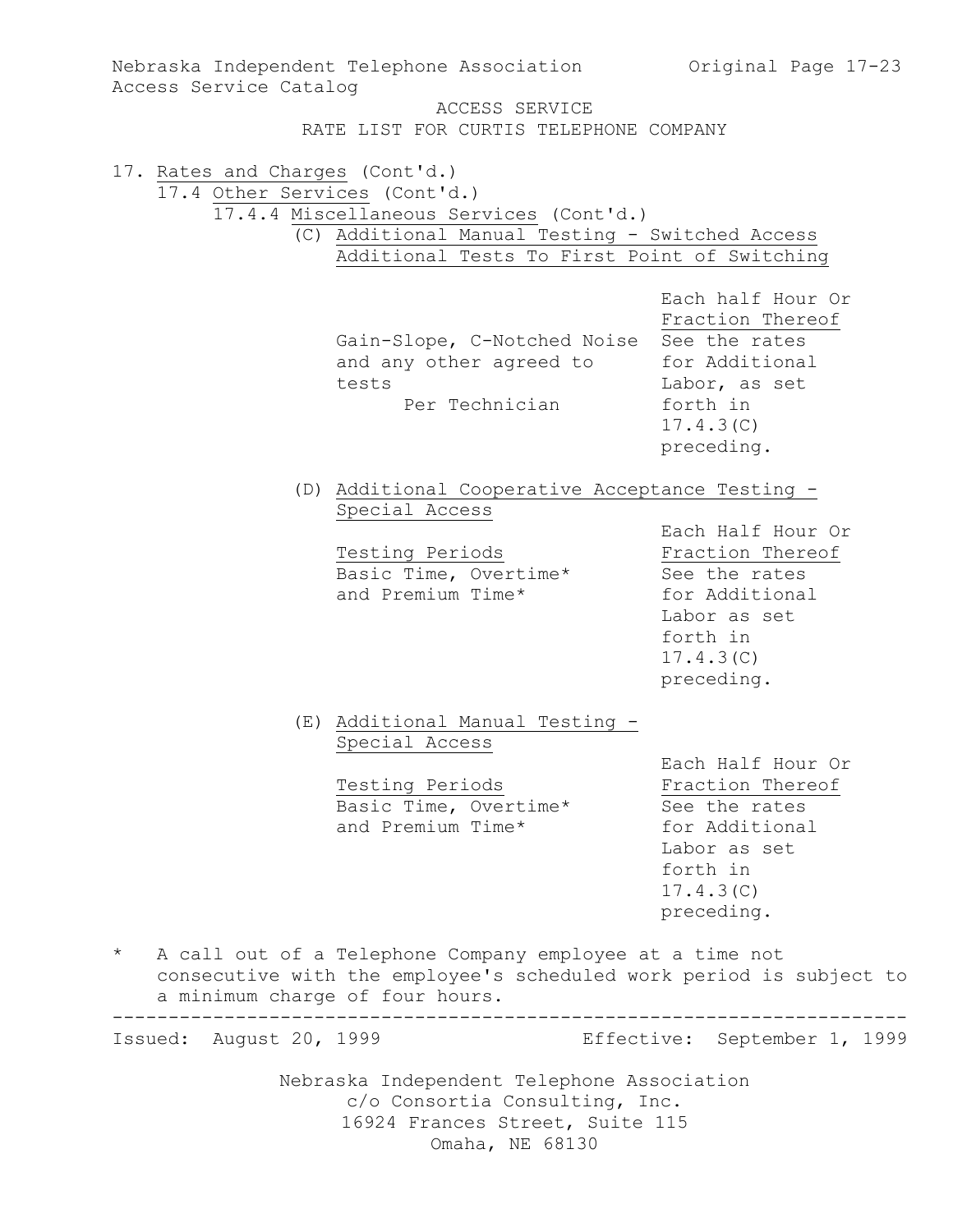# ACCESS SERVICE
## RATE LIST FOR CURTIS TELEPHONE COMPANY

17. Rates and Charges (Cont'd.)

17.4 Other Services (Cont'd.)

17.4.4 Miscellaneous Services (Cont'd.)

(C) Additional Manual Testing - Switched Access
Additional Tests To First Point of Switching

| | Each half Hour Or Fraction Thereof |
|---|---|
| Gain-Slope, C-Notched Noise and any other agreed to tests<br>Per Technician | See the rates for Additional Labor, as set forth in 17.4.3(C) preceding. |

(D) Additional Cooperative Acceptance Testing - Special Access

| Testing Periods | Each Half Hour Or Fraction Thereof |
|---|---|
| Basic Time, Overtime* and Premium Time* | See the rates for Additional Labor as set forth in 17.4.3(C) preceding. |

(E) Additional Manual Testing - Special Access

| Testing Periods | Each Half Hour Or Fraction Thereof |
|---|---|
| Basic Time, Overtime* and Premium Time* | See the rates for Additional Labor as set forth in 17.4.3(C) preceding. |

\* A call out of a Telephone Company employee at a time not consecutive with the employee's scheduled work period is subject to a minimum charge of four hours.

Issued: August 20, 1999 Effective: September 1, 1999

Nebraska Independent Telephone Association
c/o Consortia Consulting, Inc.
16924 Frances Street, Suite 115
Omaha, NE 68130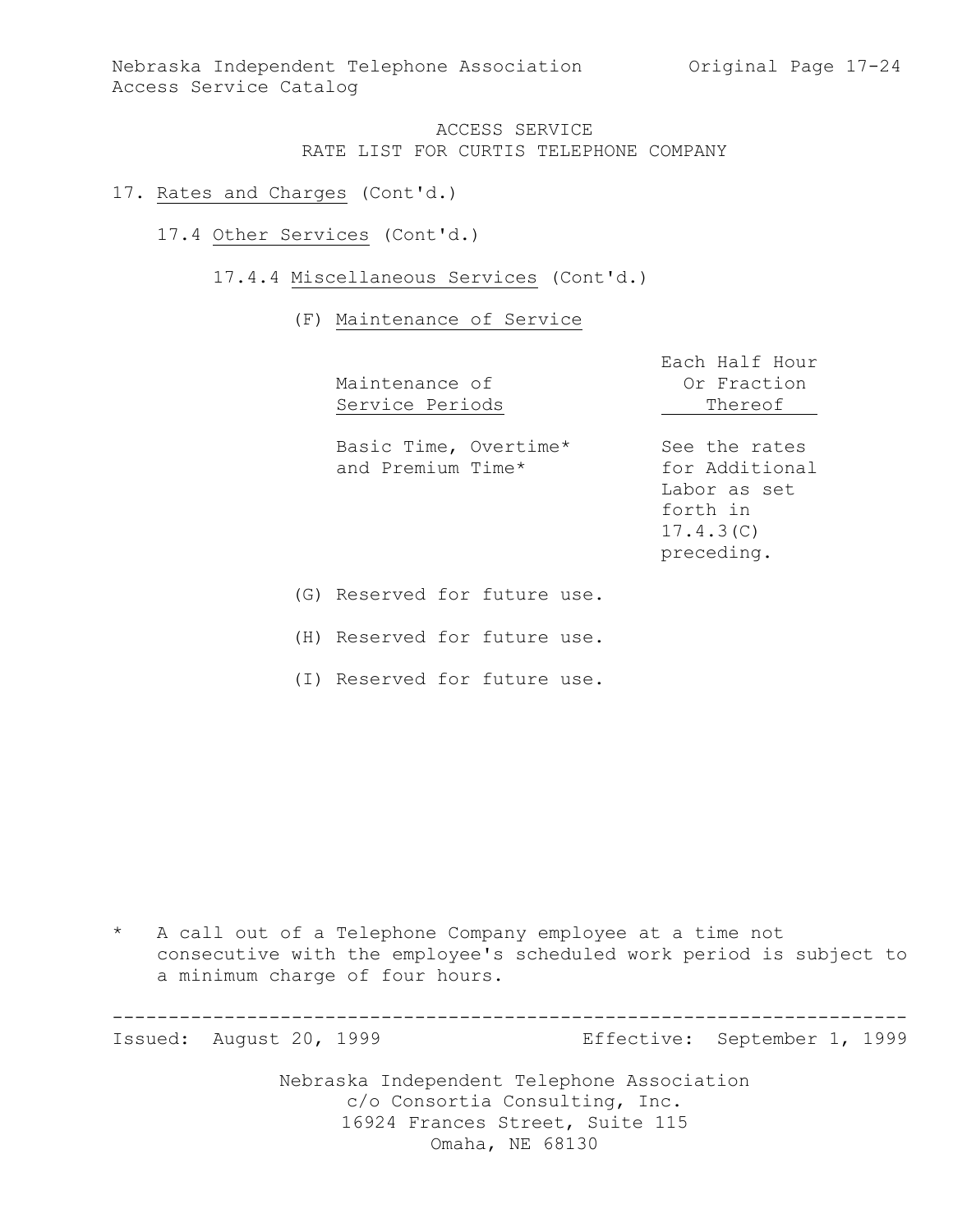# ACCESS SERVICE
## RATE LIST FOR CURTIS TELEPHONE COMPANY

17. Rates and Charges (Cont'd.)

17.4 Other Services (Cont'd.)

17.4.4 Miscellaneous Services (Cont'd.)

(F) Maintenance of Service

| Maintenance of Service Periods | Each Half Hour Or Fraction Thereof |
|---|---|
| Basic Time, Overtime* and Premium Time* | See the rates for Additional Labor as set forth in 17.4.3(C) preceding. |

(G) Reserved for future use.

(H) Reserved for future use.

(I) Reserved for future use.

\* A call out of a Telephone Company employee at a time not consecutive with the employee's scheduled work period is subject to a minimum charge of four hours.

Issued: August 20, 1999 Effective: September 1, 1999

Nebraska Independent Telephone Association
c/o Consortia Consulting, Inc.
16924 Frances Street, Suite 115
Omaha, NE 68130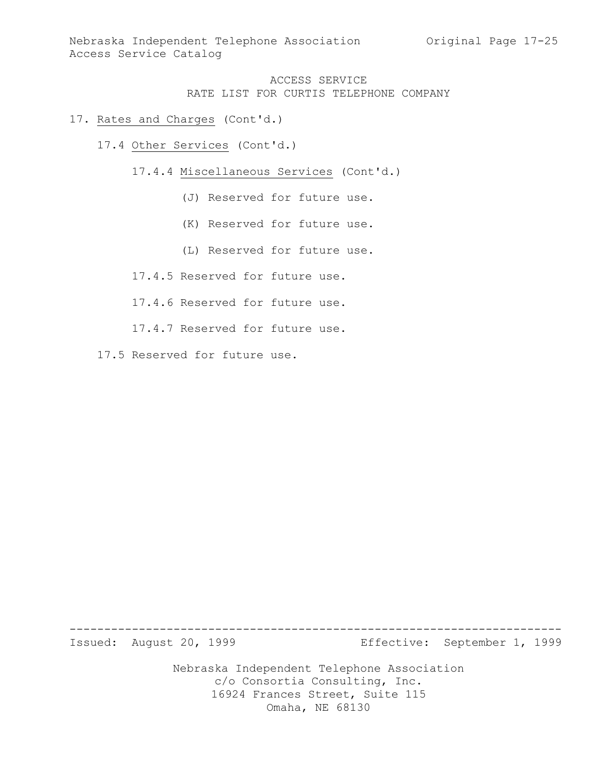ACCESS SERVICE
RATE LIST FOR CURTIS TELEPHONE COMPANY

17. Rates and Charges (Cont'd.)

17.4 Other Services (Cont'd.)

17.4.4 Miscellaneous Services (Cont'd.)

(J) Reserved for future use.

(K) Reserved for future use.

(L) Reserved for future use.

17.4.5 Reserved for future use.

17.4.6 Reserved for future use.

17.4.7 Reserved for future use.

17.5 Reserved for future use.

---

Issued: August 20, 1999 Effective: September 1, 1999

Nebraska Independent Telephone Association
c/o Consortia Consulting, Inc.
16924 Frances Street, Suite 115
Omaha, NE 68130